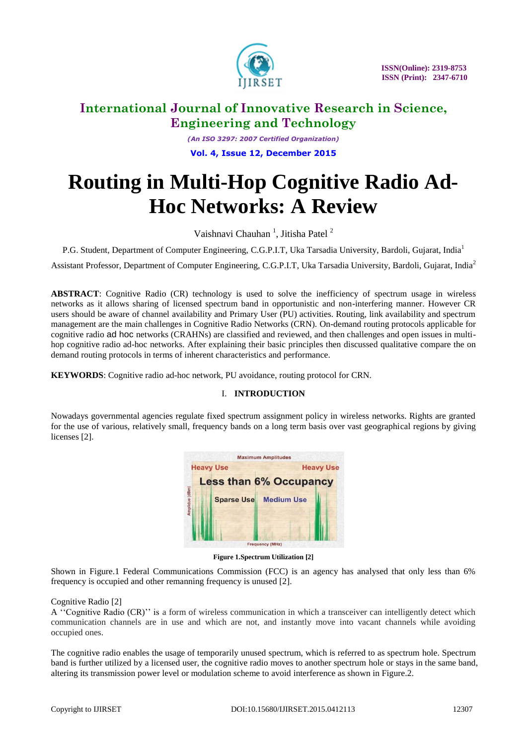# Routing in Multi-Hop Cognitive Radio Ad-Hoc Networks: A Review

Vaishnavi Chauhan [1], Jitisha Patel [2]

P.G. Student, Department of Computer Engineering, C.G.P.I.T, Uka Tarsadia University, Bardoli, Gujarat, India[1]

Assistant Professor, Department of Computer Engineering, C.G.P.I.T, Uka Tarsadia University, Bardoli, Gujarat, India[2]

**ABSTRACT**: Cognitive Radio (CR) technology is used to solve the inefficiency of spectrum usage in wireless networks as it allows sharing of licensed spectrum band in opportunistic and non-interfering manner. However CR users should be aware of channel availability and Primary User (PU) activities. Routing, link availability and spectrum management are the main challenges in Cognitive Radio Networks (CRN). On-demand routing protocols applicable for cognitive radio ad hoc networks (CRAHNs) are classified and reviewed, and then challenges and open issues in multi-hop cognitive radio ad-hoc networks. After explaining their basic principles then discussed qualitative compare the on demand routing protocols in terms of inherent characteristics and performance.

**KEYWORDS**: Cognitive radio ad-hoc network, PU avoidance, routing protocol for CRN.

## I. INTRODUCTION

Nowadays governmental agencies regulate fixed spectrum assignment policy in wireless networks. Rights are granted for the use of various, relatively small, frequency bands on a long term basis over vast geographical regions by giving licenses [2].

**Figure 1.Spectrum Utilization [2]**

Shown in Figure.1 Federal Communications Commission (FCC) is an agency has analysed that only less than 6% frequency is occupied and other remanning frequency is unused [2].

Cognitive Radio [2]

A ''Cognitive Radio (CR)'' is a form of wireless communication in which a transceiver can intelligently detect which communication channels are in use and which are not, and instantly move into vacant channels while avoiding occupied ones.

The cognitive radio enables the usage of temporarily unused spectrum, which is referred to as spectrum hole. Spectrum band is further utilized by a licensed user, the cognitive radio moves to another spectrum hole or stays in the same band, altering its transmission power level or modulation scheme to avoid interference as shown in Figure.2.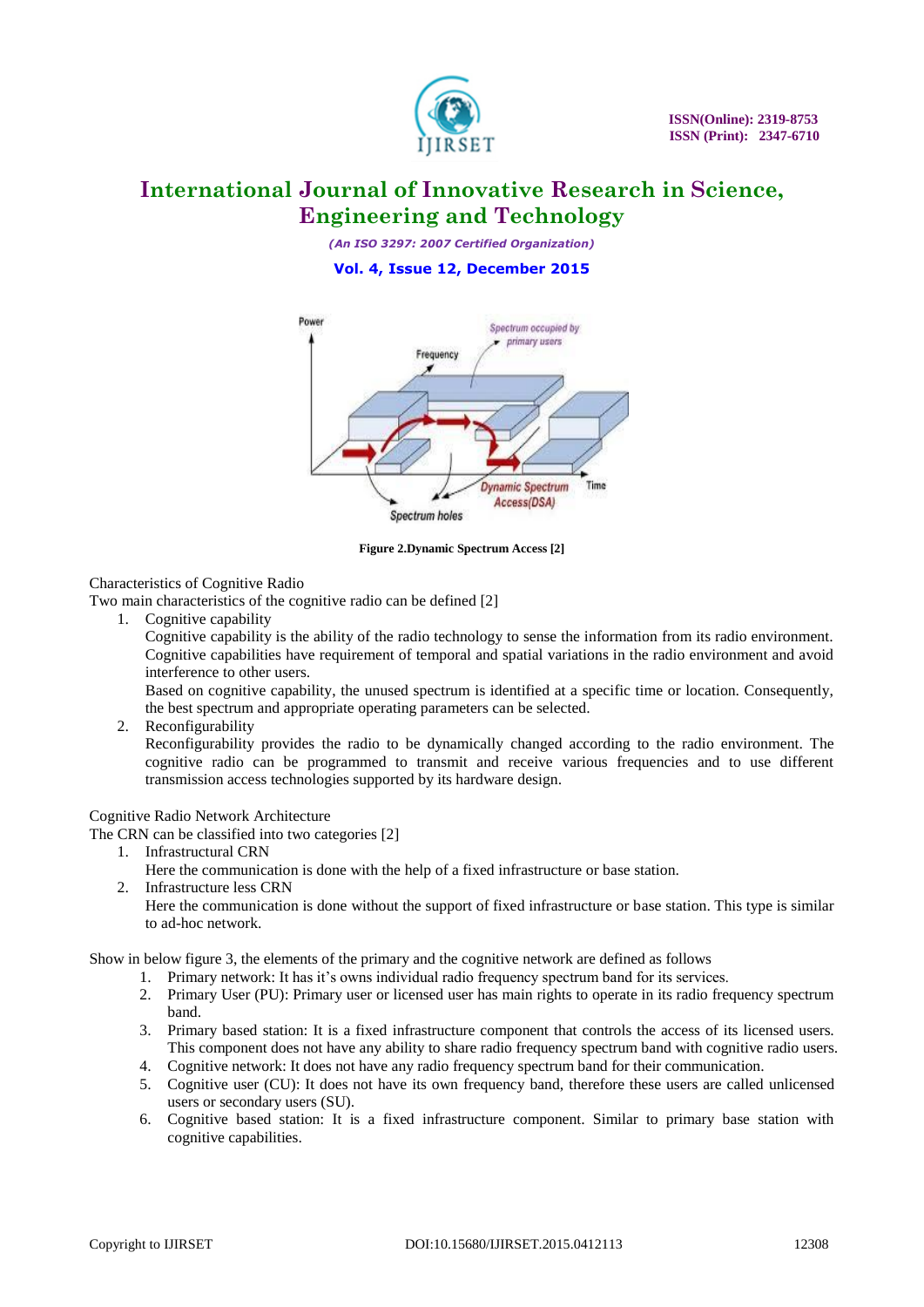Figure 2.Dynamic Spectrum Access [2]

Characteristics of Cognitive Radio

Two main characteristics of the cognitive radio can be defined [2]

1. Cognitive capability

   Cognitive capability is the ability of the radio technology to sense the information from its radio environment. Cognitive capabilities have requirement of temporal and spatial variations in the radio environment and avoid interference to other users.

   Based on cognitive capability, the unused spectrum is identified at a specific time or location. Consequently, the best spectrum and appropriate operating parameters can be selected.

2. Reconfigurability

   Reconfigurability provides the radio to be dynamically changed according to the radio environment. The cognitive radio can be programmed to transmit and receive various frequencies and to use different transmission access technologies supported by its hardware design.

Cognitive Radio Network Architecture

The CRN can be classified into two categories [2]

1. Infrastructural CRN

   Here the communication is done with the help of a fixed infrastructure or base station.

2. Infrastructure less CRN

   Here the communication is done without the support of fixed infrastructure or base station. This type is similar to ad-hoc network.

Show in below figure 3, the elements of the primary and the cognitive network are defined as follows

1. Primary network: It has it's owns individual radio frequency spectrum band for its services.
2. Primary User (PU): Primary user or licensed user has main rights to operate in its radio frequency spectrum band.
3. Primary based station: It is a fixed infrastructure component that controls the access of its licensed users. This component does not have any ability to share radio frequency spectrum band with cognitive radio users.
4. Cognitive network: It does not have any radio frequency spectrum band for their communication.
5. Cognitive user (CU): It does not have its own frequency band, therefore these users are called unlicensed users or secondary users (SU).
6. Cognitive based station: It is a fixed infrastructure component. Similar to primary base station with cognitive capabilities.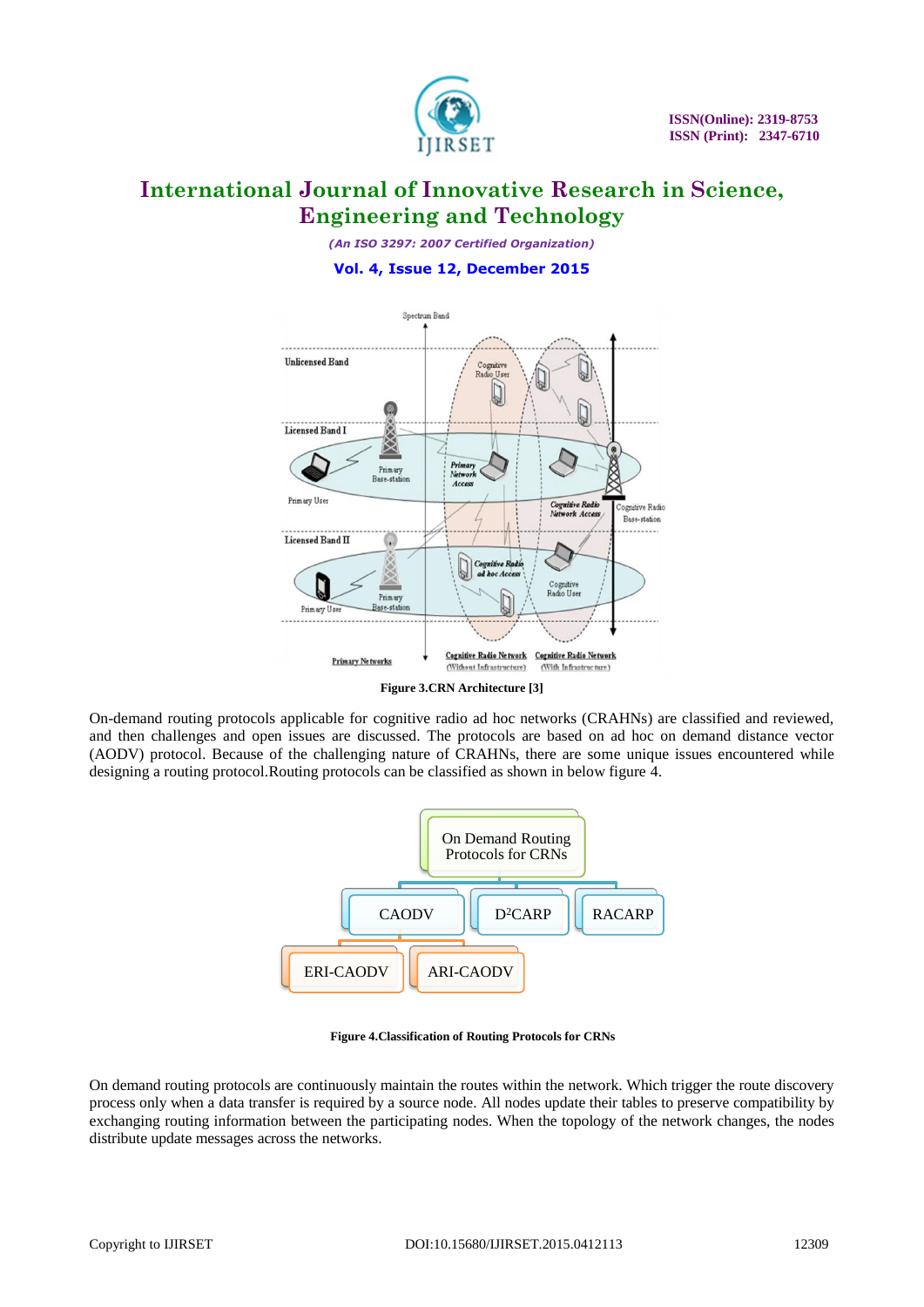Figure 3.CRN Architecture [3]

On-demand routing protocols applicable for cognitive radio ad hoc networks (CRAHNs) are classified and reviewed, and then challenges and open issues are discussed. The protocols are based on ad hoc on demand distance vector (AODV) protocol. Because of the challenging nature of CRAHNs, there are some unique issues encountered while designing a routing protocol.Routing protocols can be classified as shown in below figure 4.

Figure 4.Classification of Routing Protocols for CRNs

On demand routing protocols are continuously maintain the routes within the network. Which trigger the route discovery process only when a data transfer is required by a source node. All nodes update their tables to preserve compatibility by exchanging routing information between the participating nodes. When the topology of the network changes, the nodes distribute update messages across the networks.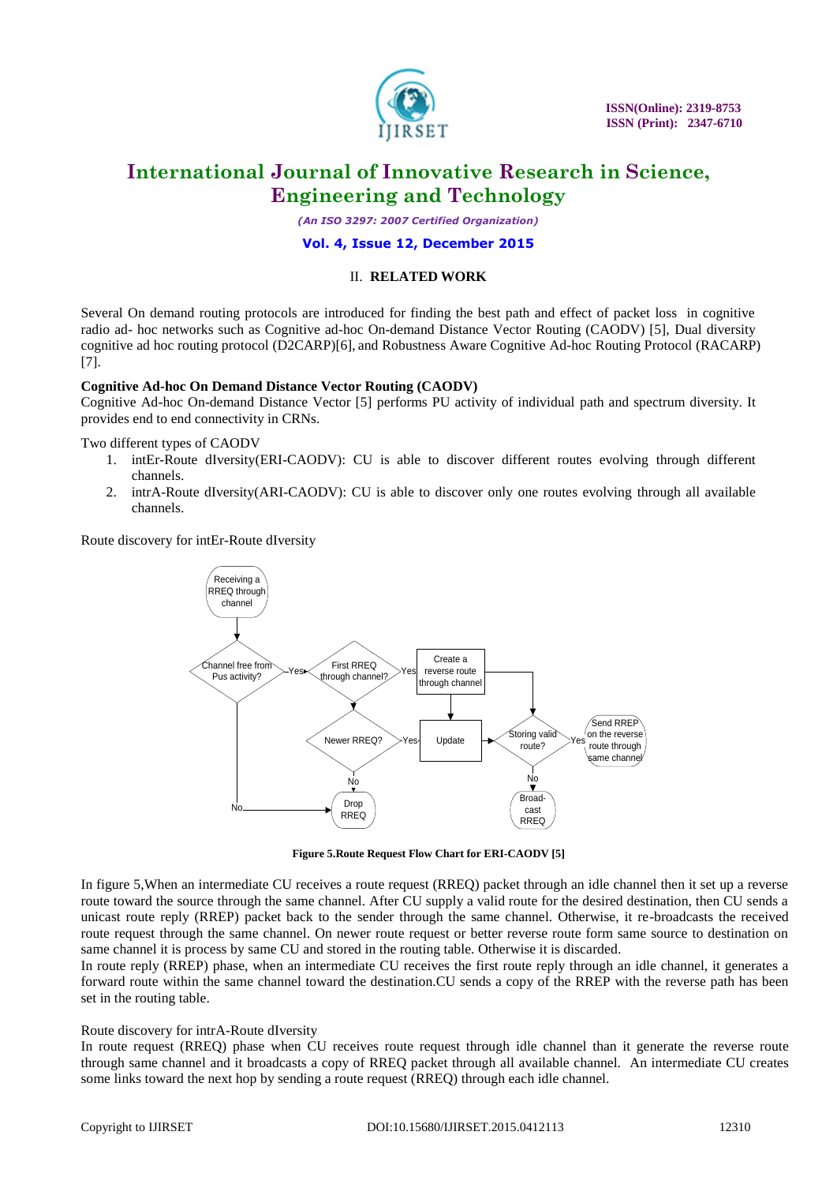## II. RELATED WORK

Several On demand routing protocols are introduced for finding the best path and effect of packet loss in cognitive radio ad- hoc networks such as Cognitive ad-hoc On-demand Distance Vector Routing (CAODV) [5], Dual diversity cognitive ad hoc routing protocol (D2CARP)[6], and Robustness Aware Cognitive Ad-hoc Routing Protocol (RACARP) [7].

**Cognitive Ad-hoc On Demand Distance Vector Routing (CAODV)**

Cognitive Ad-hoc On-demand Distance Vector [5] performs PU activity of individual path and spectrum diversity. It provides end to end connectivity in CRNs.

Two different types of CAODV

1. intEr-Route dIversity(ERI-CAODV): CU is able to discover different routes evolving through different channels.
2. intrA-Route dIversity(ARI-CAODV): CU is able to discover only one routes evolving through all available channels.

Route discovery for intEr-Route dIversity

**Figure 5.Route Request Flow Chart for ERI-CAODV [5]**

In figure 5,When an intermediate CU receives a route request (RREQ) packet through an idle channel then it set up a reverse route toward the source through the same channel. After CU supply a valid route for the desired destination, then CU sends a unicast route reply (RREP) packet back to the sender through the same channel. Otherwise, it re-broadcasts the received route request through the same channel. On newer route request or better reverse route form same source to destination on same channel it is process by same CU and stored in the routing table. Otherwise it is discarded.

In route reply (RREP) phase, when an intermediate CU receives the first route reply through an idle channel, it generates a forward route within the same channel toward the destination.CU sends a copy of the RREP with the reverse path has been set in the routing table.

Route discovery for intrA-Route dIversity

In route request (RREQ) phase when CU receives route request through idle channel than it generate the reverse route through same channel and it broadcasts a copy of RREQ packet through all available channel. An intermediate CU creates some links toward the next hop by sending a route request (RREQ) through each idle channel.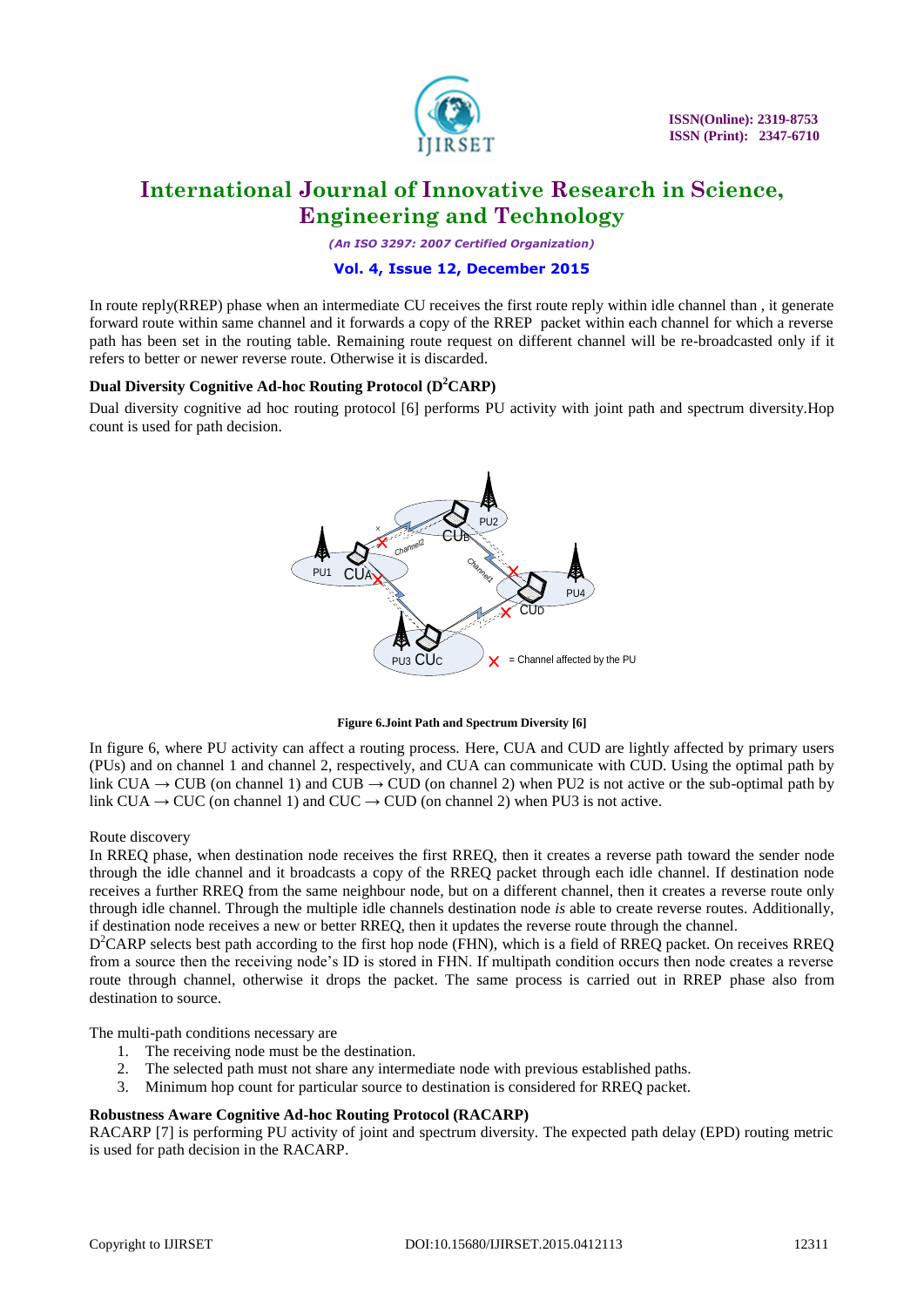In route reply(RREP) phase when an intermediate CU receives the first route reply within idle channel than , it generate forward route within same channel and it forwards a copy of the RREP packet within each channel for which a reverse path has been set in the routing table. Remaining route request on different channel will be re-broadcasted only if it refers to better or newer reverse route. Otherwise it is discarded.

### Dual Diversity Cognitive Ad-hoc Routing Protocol ($D^2$CARP)

Dual diversity cognitive ad hoc routing protocol [6] performs PU activity with joint path and spectrum diversity.Hop count is used for path decision.

**Figure 6.Joint Path and Spectrum Diversity [6]**

In figure 6, where PU activity can affect a routing process. Here, CUA and CUD are lightly affected by primary users (PUs) and on channel 1 and channel 2, respectively, and CUA can communicate with CUD. Using the optimal path by link CUA → CUB (on channel 1) and CUB → CUD (on channel 2) when PU2 is not active or the sub-optimal path by link CUA → CUC (on channel 1) and CUC → CUD (on channel 2) when PU3 is not active.

Route discovery

In RREQ phase, when destination node receives the first RREQ, then it creates a reverse path toward the sender node through the idle channel and it broadcasts a copy of the RREQ packet through each idle channel. If destination node receives a further RREQ from the same neighbour node, but on a different channel, then it creates a reverse route only through idle channel. Through the multiple idle channels destination node *is* able to create reverse routes. Additionally, if destination node receives a new or better RREQ, then it updates the reverse route through the channel.

$D^2$CARP selects best path according to the first hop node (FHN), which is a field of RREQ packet. On receives RREQ from a source then the receiving node's ID is stored in FHN. If multipath condition occurs then node creates a reverse route through channel, otherwise it drops the packet. The same process is carried out in RREP phase also from destination to source.

The multi-path conditions necessary are

1. The receiving node must be the destination.
2. The selected path must not share any intermediate node with previous established paths.
3. Minimum hop count for particular source to destination is considered for RREQ packet.

### Robustness Aware Cognitive Ad-hoc Routing Protocol (RACARP)

RACARP [7] is performing PU activity of joint and spectrum diversity. The expected path delay (EPD) routing metric is used for path decision in the RACARP.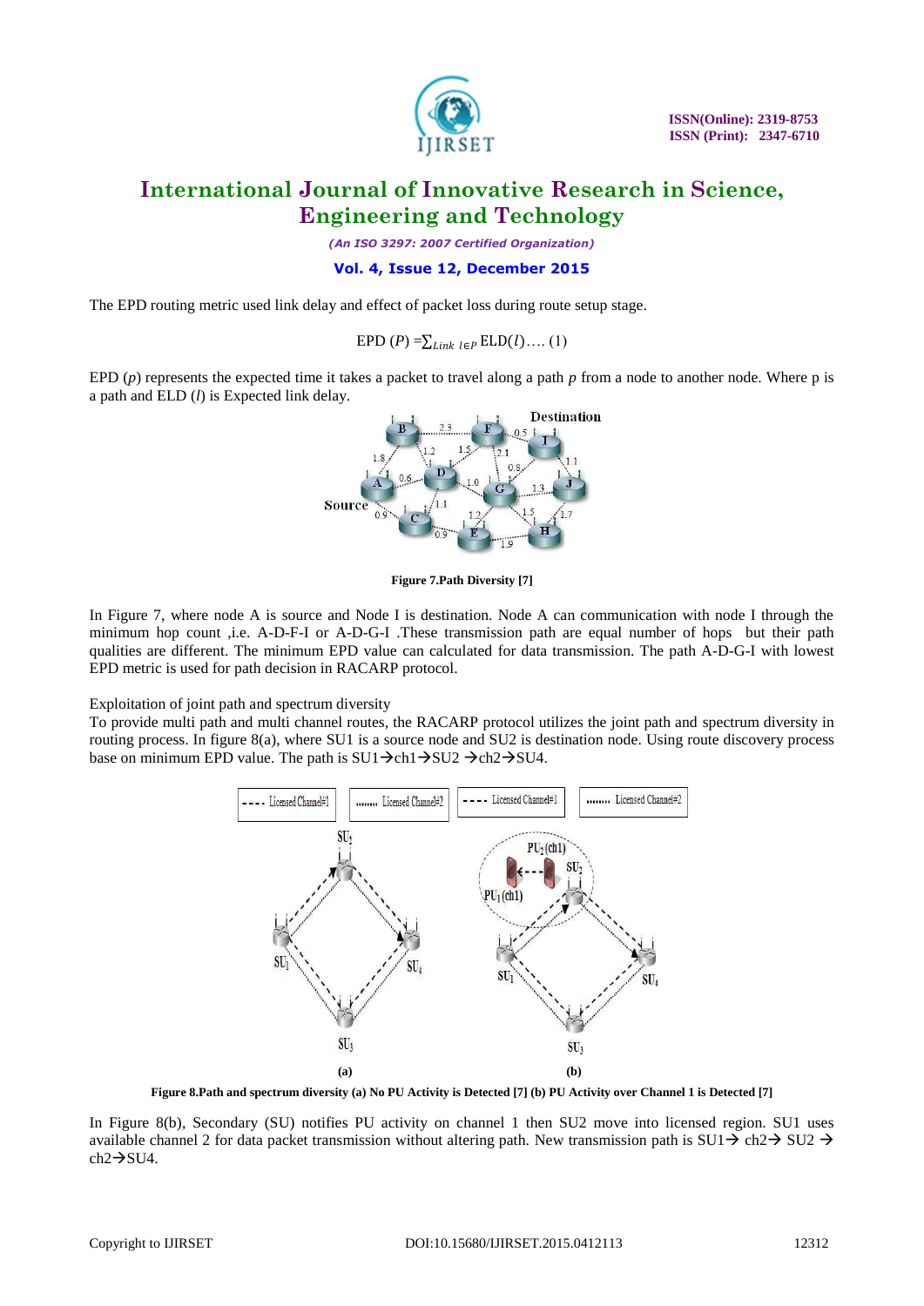The EPD routing metric used link delay and effect of packet loss during route setup stage.

$$\text{EPD }(P) = \sum_{Link\ l \in P} \text{ELD}(l) \text{.... (1)}$$

EPD ($p$) represents the expected time it takes a packet to travel along a path $p$ from a node to another node. Where p is a path and ELD ($l$) is Expected link delay.

**Figure 7.Path Diversity [7]**

In Figure 7, where node A is source and Node I is destination. Node A can communication with node I through the minimum hop count ,i.e. A-D-F-I or A-D-G-I .These transmission path are equal number of hops but their path qualities are different. The minimum EPD value can calculated for data transmission. The path A-D-G-I with lowest EPD metric is used for path decision in RACARP protocol.

Exploitation of joint path and spectrum diversity

To provide multi path and multi channel routes, the RACARP protocol utilizes the joint path and spectrum diversity in routing process. In figure 8(a), where SU1 is a source node and SU2 is destination node. Using route discovery process base on minimum EPD value. The path is SU1→ch1→SU2 →ch2→SU4.

**Figure 8.Path and spectrum diversity (a) No PU Activity is Detected [7] (b) PU Activity over Channel 1 is Detected [7]**

In Figure 8(b), Secondary (SU) notifies PU activity on channel 1 then SU2 move into licensed region. SU1 uses available channel 2 for data packet transmission without altering path. New transmission path is SU1→ ch2→ SU2 → ch2→SU4.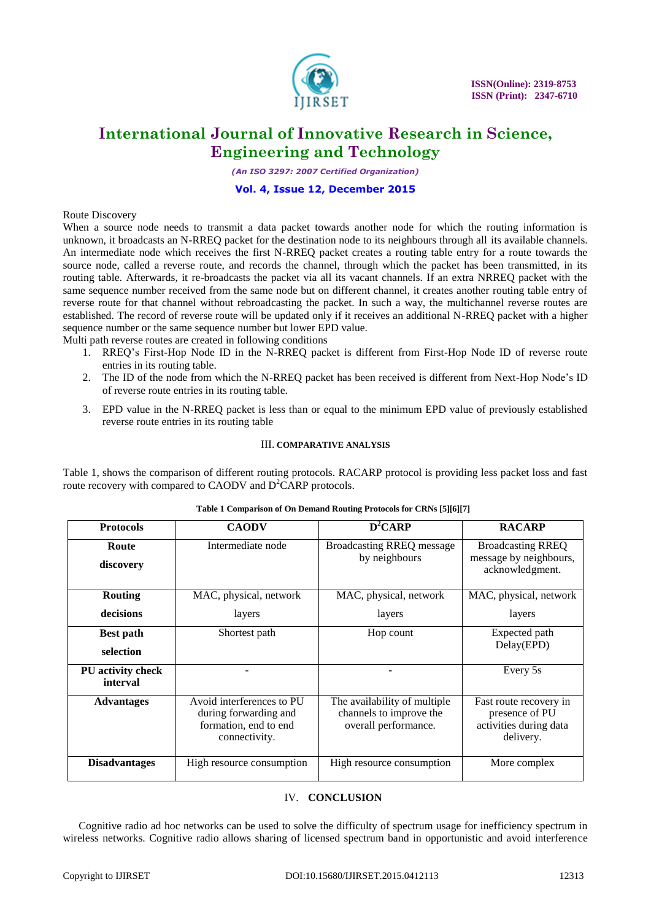Route Discovery

When a source node needs to transmit a data packet towards another node for which the routing information is unknown, it broadcasts an N-RREQ packet for the destination node to its neighbours through all its available channels. An intermediate node which receives the first N-RREQ packet creates a routing table entry for a route towards the source node, called a reverse route, and records the channel, through which the packet has been transmitted, in its routing table. Afterwards, it re-broadcasts the packet via all its vacant channels. If an extra NRREQ packet with the same sequence number received from the same node but on different channel, it creates another routing table entry of reverse route for that channel without rebroadcasting the packet. In such a way, the multichannel reverse routes are established. The record of reverse route will be updated only if it receives an additional N-RREQ packet with a higher sequence number or the same sequence number but lower EPD value.

Multi path reverse routes are created in following conditions

1. RREQ's First-Hop Node ID in the N-RREQ packet is different from First-Hop Node ID of reverse route entries in its routing table.
2. The ID of the node from which the N-RREQ packet has been received is different from Next-Hop Node's ID of reverse route entries in its routing table.
3. EPD value in the N-RREQ packet is less than or equal to the minimum EPD value of previously established reverse route entries in its routing table

## III. COMPARATIVE ANALYSIS

Table 1, shows the comparison of different routing protocols. RACARP protocol is providing less packet loss and fast route recovery with compared to CAODV and $D^2$CARP protocols.

**Table 1 Comparison of On Demand Routing Protocols for CRNs [5][6][7]**

| Protocols | CAODV | $D^2$CARP | RACARP |
|---|---|---|---|
| **Route discovery** | Intermediate node | Broadcasting RREQ message by neighbours | Broadcasting RREQ message by neighbours, acknowledgment. |
| **Routing decisions** | MAC, physical, network layers | MAC, physical, network layers | MAC, physical, network layers |
| **Best path selection** | Shortest path | Hop count | Expected path Delay(EPD) |
| **PU activity check interval** | - | - | Every 5s |
| **Advantages** | Avoid interferences to PU during forwarding and formation, end to end connectivity. | The availability of multiple channels to improve the overall performance. | Fast route recovery in presence of PU activities during data delivery. |
| **Disadvantages** | High resource consumption | High resource consumption | More complex |

## IV. CONCLUSION

Cognitive radio ad hoc networks can be used to solve the difficulty of spectrum usage for inefficiency spectrum in wireless networks. Cognitive radio allows sharing of licensed spectrum band in opportunistic and avoid interference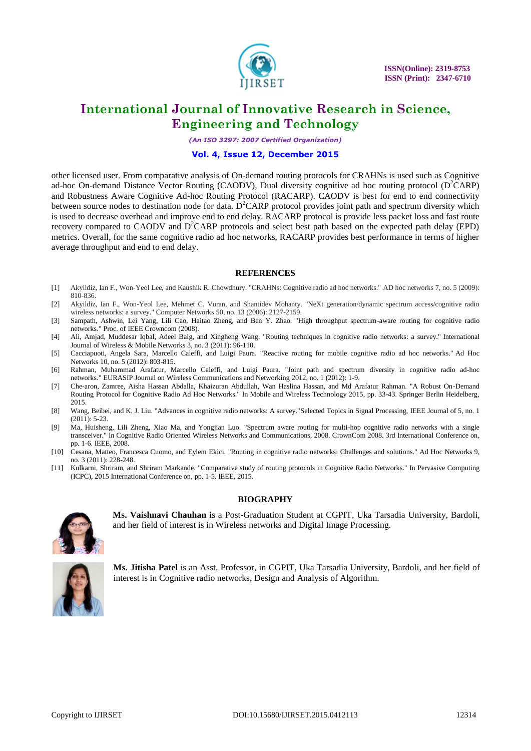other licensed user. From comparative analysis of On-demand routing protocols for CRAHNs is used such as Cognitive ad-hoc On-demand Distance Vector Routing (CAODV), Dual diversity cognitive ad hoc routing protocol ($D^2$CARP) and Robustness Aware Cognitive Ad-hoc Routing Protocol (RACARP). CAODV is best for end to end connectivity between source nodes to destination node for data. $D^2$CARP protocol provides joint path and spectrum diversity which is used to decrease overhead and improve end to end delay. RACARP protocol is provide less packet loss and fast route recovery compared to CAODV and $D^2$CARP protocols and select best path based on the expected path delay (EPD) metrics. Overall, for the same cognitive radio ad hoc networks, RACARP provides best performance in terms of higher average throughput and end to end delay.

## REFERENCES

[1] Akyildiz, Ian F., Won-Yeol Lee, and Kaushik R. Chowdhury. "CRAHNs: Cognitive radio ad hoc networks." AD hoc networks 7, no. 5 (2009): 810-836.

[2] Akyildiz, Ian F., Won-Yeol Lee, Mehmet C. Vuran, and Shantidev Mohanty. "NeXt generation/dynamic spectrum access/cognitive radio wireless networks: a survey." Computer Networks 50, no. 13 (2006): 2127-2159.

[3] Sampath, Ashwin, Lei Yang, Lili Cao, Haitao Zheng, and Ben Y. Zhao. "High throughput spectrum-aware routing for cognitive radio networks." Proc. of IEEE Crowncom (2008).

[4] Ali, Amjad, Muddesar Iqbal, Adeel Baig, and Xingheng Wang. "Routing techniques in cognitive radio networks: a survey." International Journal of Wireless & Mobile Networks 3, no. 3 (2011): 96-110.

[5] Cacciapuoti, Angela Sara, Marcello Caleffi, and Luigi Paura. "Reactive routing for mobile cognitive radio ad hoc networks." Ad Hoc Networks 10, no. 5 (2012): 803-815.

[6] Rahman, Muhammad Arafatur, Marcello Caleffi, and Luigi Paura. "Joint path and spectrum diversity in cognitive radio ad-hoc networks." EURASIP Journal on Wireless Communications and Networking 2012, no. 1 (2012): 1-9.

[7] Che-aron, Zamree, Aisha Hassan Abdalla, Khaizuran Abdullah, Wan Haslina Hassan, and Md Arafatur Rahman. "A Robust On-Demand Routing Protocol for Cognitive Radio Ad Hoc Networks." In Mobile and Wireless Technology 2015, pp. 33-43. Springer Berlin Heidelberg, 2015.

[8] Wang, Beibei, and K. J. Liu. "Advances in cognitive radio networks: A survey."Selected Topics in Signal Processing, IEEE Journal of 5, no. 1 (2011): 5-23.

[9] Ma, Huisheng, Lili Zheng, Xiao Ma, and Yongjian Luo. "Spectrum aware routing for multi-hop cognitive radio networks with a single transceiver." In Cognitive Radio Oriented Wireless Networks and Communications, 2008. CrownCom 2008. 3rd International Conference on, pp. 1-6. IEEE, 2008.

[10] Cesana, Matteo, Francesca Cuomo, and Eylem Ekici. "Routing in cognitive radio networks: Challenges and solutions." Ad Hoc Networks 9, no. 3 (2011): 228-248.

[11] Kulkarni, Shriram, and Shriram Markande. "Comparative study of routing protocols in Cognitive Radio Networks." In Pervasive Computing (ICPC), 2015 International Conference on, pp. 1-5. IEEE, 2015.

## BIOGRAPHY

**Ms. Vaishnavi Chauhan** is a Post-Graduation Student at CGPIT, Uka Tarsadia University, Bardoli, and her field of interest is in Wireless networks and Digital Image Processing.

**Ms. Jitisha Patel** is an Asst. Professor, in CGPIT, Uka Tarsadia University, Bardoli, and her field of interest is in Cognitive radio networks, Design and Analysis of Algorithm.